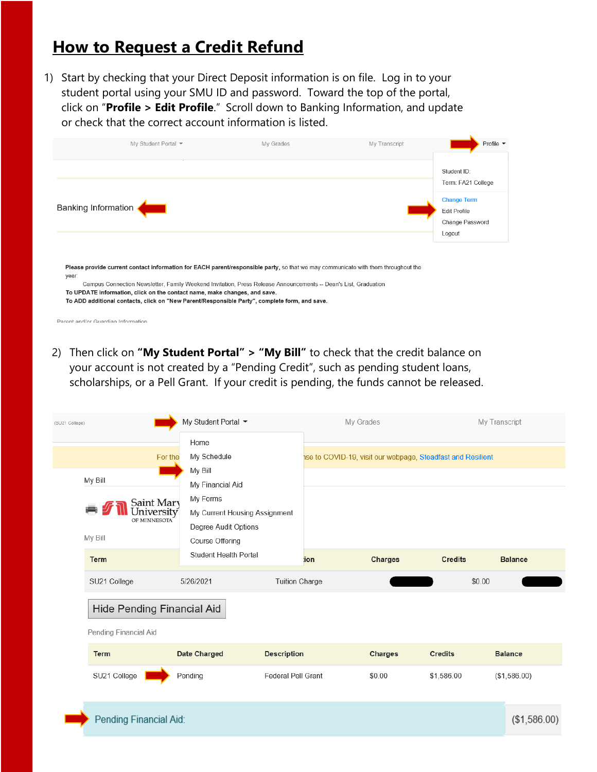# How to Request a Credit Refund

1) Start by checking that your Direct Deposit information is on file. Log in to your student portal using your SMU ID and password. Toward the top of the portal, click on "**Profile > Edit Profile**." Scroll down to Banking Information, and update or check that the correct account information is listed.

My Student Portal ▾ My Grades My Transcript Profile ▾

Student ID:
Term: FA21 College
Change Term
Edit Profile
Change Password
Logout

Banking Information

**Please provide current contact information for EACH parent/responsible party**, so that we may communicate with them throughout the year:
Campus Connection Newsletter, Family Weekend Invitation, Press Release Announcements -- Dean's List, Graduation
**To UPDATE information, click on the contact name, make changes, and save.**
**To ADD additional contacts, click on "New Parent/Responsible Party", complete form, and save.**

Parent and/or Guardian Information

2) Then click on **"My Student Portal"** > **"My Bill"** to check that the credit balance on your account is not created by a "Pending Credit", such as pending student loans, scholarships, or a Pell Grant. If your credit is pending, the funds cannot be released.

(SU21 College) My Student Portal ▾ My Grades My Transcript

Home
My Schedule
My Bill
My Financial Aid
My Forms
My Current Housing Assignment
Degree Audit Options
Course Offering
Student Health Portal

My Bill

Saint Mary's University of Minnesota

My Bill

| Term | | Description | Charges | Credits | Balance |
|---|---|---|---|---|---|
| SU21 College | 5/26/2021 | Tuition Charge | | $0.00 | |

Hide Pending Financial Aid

Pending Financial Aid

| Term | Date Charged | Description | Charges | Credits | Balance |
|---|---|---|---|---|---|
| SU21 College | Pending | Federal Pell Grant | $0.00 | $1,586.00 | ($1,586.00) |

Pending Financial Aid: ($1,586.00)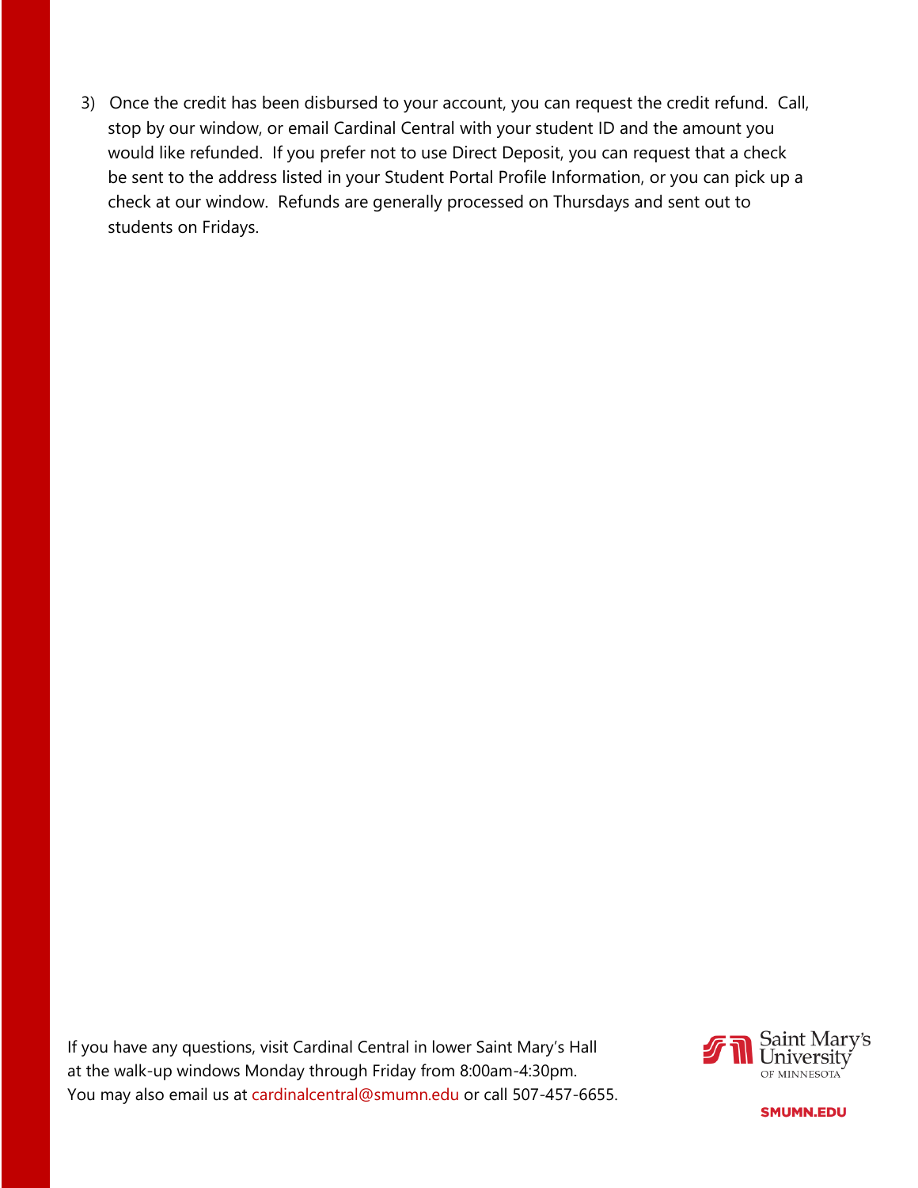3) Once the credit has been disbursed to your account, you can request the credit refund. Call, stop by our window, or email Cardinal Central with your student ID and the amount you would like refunded. If you prefer not to use Direct Deposit, you can request that a check be sent to the address listed in your Student Portal Profile Information, or you can pick up a check at our window. Refunds are generally processed on Thursdays and sent out to students on Fridays.

If you have any questions, visit Cardinal Central in lower Saint Mary's Hall at the walk-up windows Monday through Friday from 8:00am-4:30pm. You may also email us at cardinalcentral@smumn.edu or call 507-457-6655.

Saint Mary's University OF MINNESOTA

SMUMN.EDU